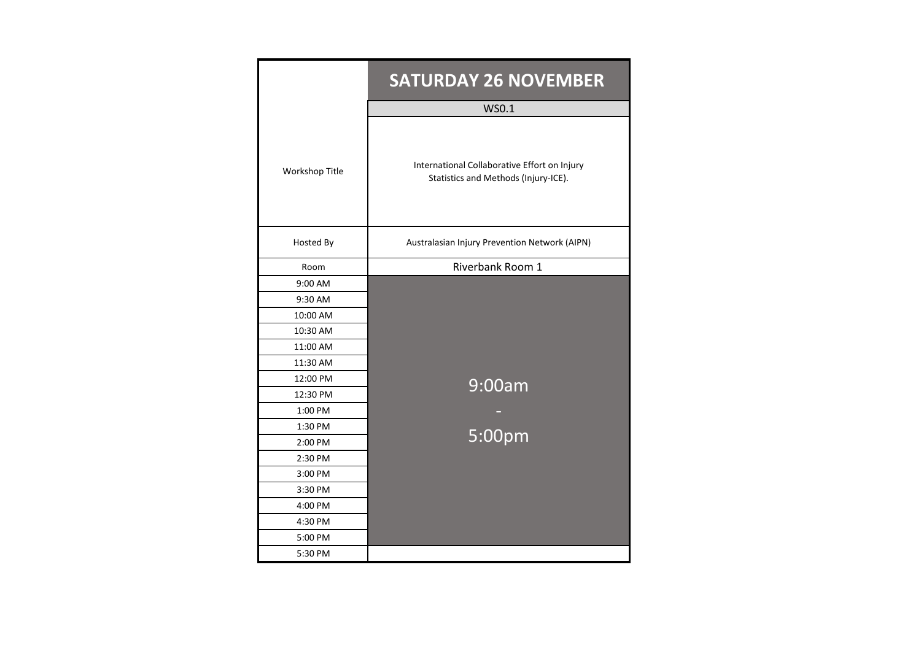| | SATURDAY 26 NOVEMBER |
|---|---|
| | WS0.1 |
| Workshop Title | International Collaborative Effort on Injury Statistics and Methods (Injury-ICE). |
| Hosted By | Australasian Injury Prevention Network (AIPN) |
| Room | Riverbank Room 1 |
| 9:00 AM | 9:00am - 5:00pm |
| 9:30 AM | |
| 10:00 AM | |
| 10:30 AM | |
| 11:00 AM | |
| 11:30 AM | |
| 12:00 PM | |
| 12:30 PM | |
| 1:00 PM | |
| 1:30 PM | |
| 2:00 PM | |
| 2:30 PM | |
| 3:00 PM | |
| 3:30 PM | |
| 4:00 PM | |
| 4:30 PM | |
| 5:00 PM | |
| 5:30 PM | |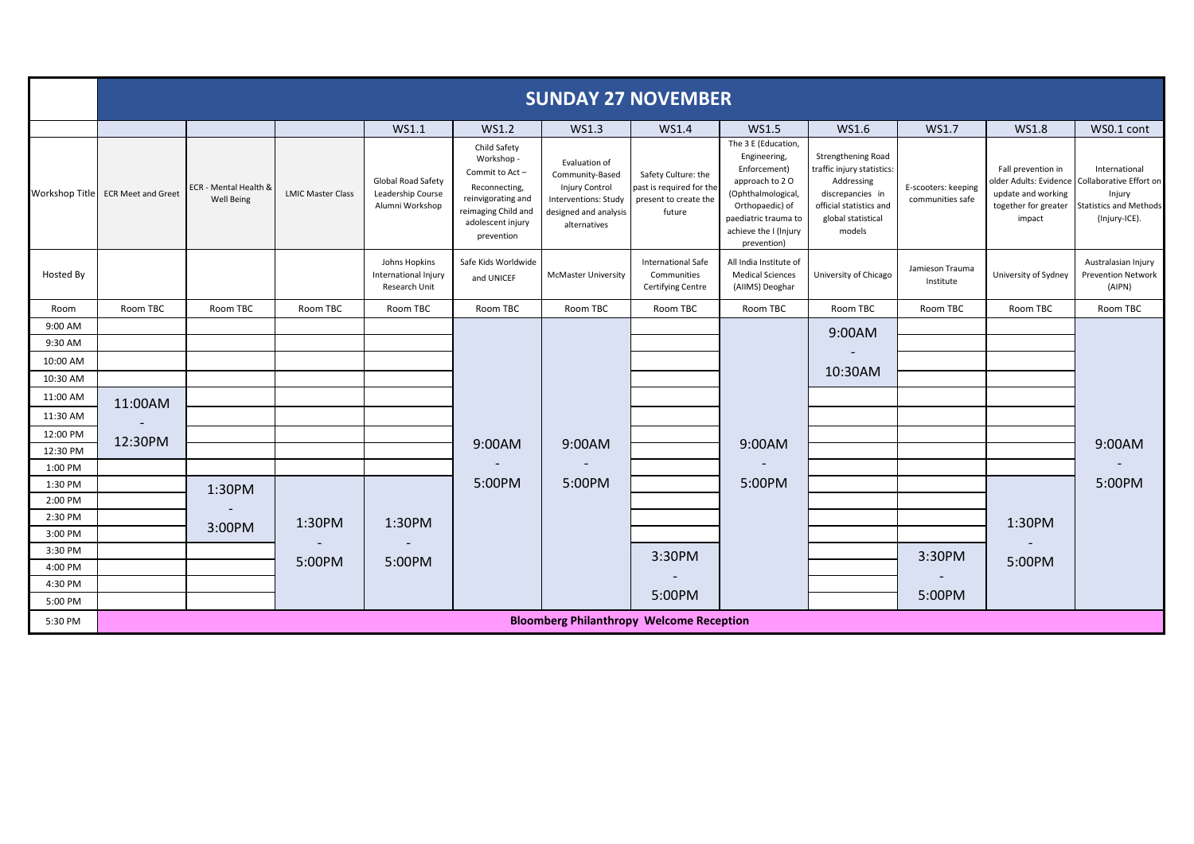| | SUNDAY 27 NOVEMBER | | | | | | | | | | | |
|---|---|---|---|---|---|---|---|---|---|---|---|---|
| | | | | WS1.1 | WS1.2 | WS1.3 | WS1.4 | WS1.5 | WS1.6 | WS1.7 | WS1.8 | WS0.1 cont |
| Workshop Title | ECR Meet and Greet | ECR - Mental Health & Well Being | LMIC Master Class | Global Road Safety Leadership Course Alumni Workshop | Child Safety Workshop - Commit to Act – Reconnecting, reinvigorating and reimaging Child and adolescent injury prevention | Evaluation of Community-Based Injury Control Interventions: Study designed and analysis alternatives | Safety Culture: the past is required for the present to create the future | The 3 E (Education, Engineering, Enforcement) approach to 2 O (Ophthalmological, Orthopaedic) of paediatric trauma to achieve the I (Injury prevention) | Strengthening Road traffic injury statistics: Addressing discrepancies in official statistics and global statistical models | E-scooters: keeping communities safe | Fall prevention in older Adults: Evidence update and working together for greater impact | International Collaborative Effort on Injury Statistics and Methods (Injury-ICE). |
| Hosted By | | | | Johns Hopkins International Injury Research Unit | Safe Kids Worldwide and UNICEF | McMaster University | International Safe Communities Certifying Centre | All India Institute of Medical Sciences (AIIMS) Deoghar | University of Chicago | Jamieson Trauma Institute | University of Sydney | Australasian Injury Prevention Network (AIPN) |
| Room | Room TBC | Room TBC | Room TBC | Room TBC | Room TBC | Room TBC | Room TBC | Room TBC | Room TBC | Room TBC | Room TBC | Room TBC |
| 9:00 AM | | | | | 9:00AM - 5:00PM | 9:00AM - 5:00PM | | 9:00AM - 5:00PM | 9:00AM - 10:30AM | | | 9:00AM - 5:00PM |
| 9:30 AM | | | | | | | | | | | | |
| 10:00 AM | | | | | | | | | | | | |
| 10:30 AM | | | | | | | | | | | | |
| 11:00 AM | 11:00AM - 12:30PM | | | | | | | | | | | |
| 11:30 AM | | | | | | | | | | | | |
| 12:00 PM | | | | | | | | | | | | |
| 12:30 PM | | | | | | | | | | | | |
| 1:00 PM | | | | | | | | | | | | |
| 1:30 PM | | 1:30PM - 3:00PM | 1:30PM - 5:00PM | 1:30PM - 5:00PM | | | | | | | 1:30PM - 5:00PM | |
| 2:00 PM | | | | | | | | | | | | |
| 2:30 PM | | | | | | | | | | | | |
| 3:00 PM | | | | | | | | | | | | |
| 3:30 PM | | | | | | | 3:30PM - 5:00PM | | | 3:30PM - 5:00PM | | |
| 4:00 PM | | | | | | | | | | | | |
| 4:30 PM | | | | | | | | | | | | |
| 5:00 PM | | | | | | | | | | | | |
| 5:30 PM | Bloomberg Philanthropy Welcome Reception | | | | | | | | | | | |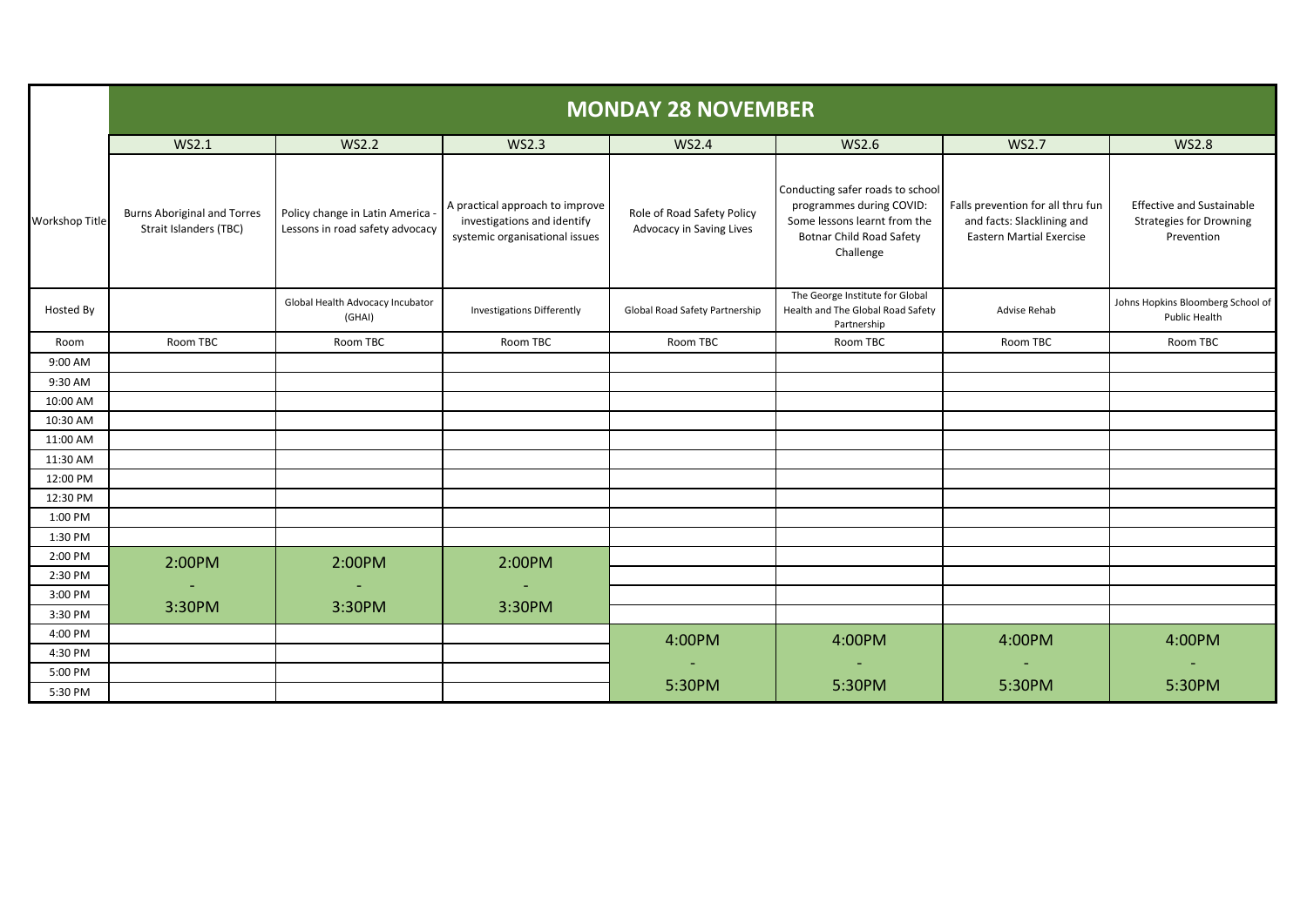| | MONDAY 28 NOVEMBER | | | | | | |
|---|---|---|---|---|---|---|---|
| | WS2.1 | WS2.2 | WS2.3 | WS2.4 | WS2.6 | WS2.7 | WS2.8 |
| Workshop Title | Burns Aboriginal and Torres Strait Islanders (TBC) | Policy change in Latin America - Lessons in road safety advocacy | A practical approach to improve investigations and identify systemic organisational issues | Role of Road Safety Policy Advocacy in Saving Lives | Conducting safer roads to school programmes during COVID: Some lessons learnt from the Botnar Child Road Safety Challenge | Falls prevention for all thru fun and facts: Slacklining and Eastern Martial Exercise | Effective and Sustainable Strategies for Drowning Prevention |
| Hosted By | | Global Health Advocacy Incubator (GHAI) | Investigations Differently | Global Road Safety Partnership | The George Institute for Global Health and The Global Road Safety Partnership | Advise Rehab | Johns Hopkins Bloomberg School of Public Health |
| Room | Room TBC | Room TBC | Room TBC | Room TBC | Room TBC | Room TBC | Room TBC |
| 9:00 AM | | | | | | | |
| 9:30 AM | | | | | | | |
| 10:00 AM | | | | | | | |
| 10:30 AM | | | | | | | |
| 11:00 AM | | | | | | | |
| 11:30 AM | | | | | | | |
| 12:00 PM | | | | | | | |
| 12:30 PM | | | | | | | |
| 1:00 PM | | | | | | | |
| 1:30 PM | | | | | | | |
| 2:00 PM | 2:00PM - 3:30PM | 2:00PM - 3:30PM | 2:00PM - 3:30PM | | | | |
| 2:30 PM | | | | | | | |
| 3:00 PM | | | | | | | |
| 3:30 PM | | | | | | | |
| 4:00 PM | | | | 4:00PM - 5:30PM | 4:00PM - 5:30PM | 4:00PM - 5:30PM | 4:00PM - 5:30PM |
| 4:30 PM | | | | | | | |
| 5:00 PM | | | | | | | |
| 5:30 PM | | | | | | | |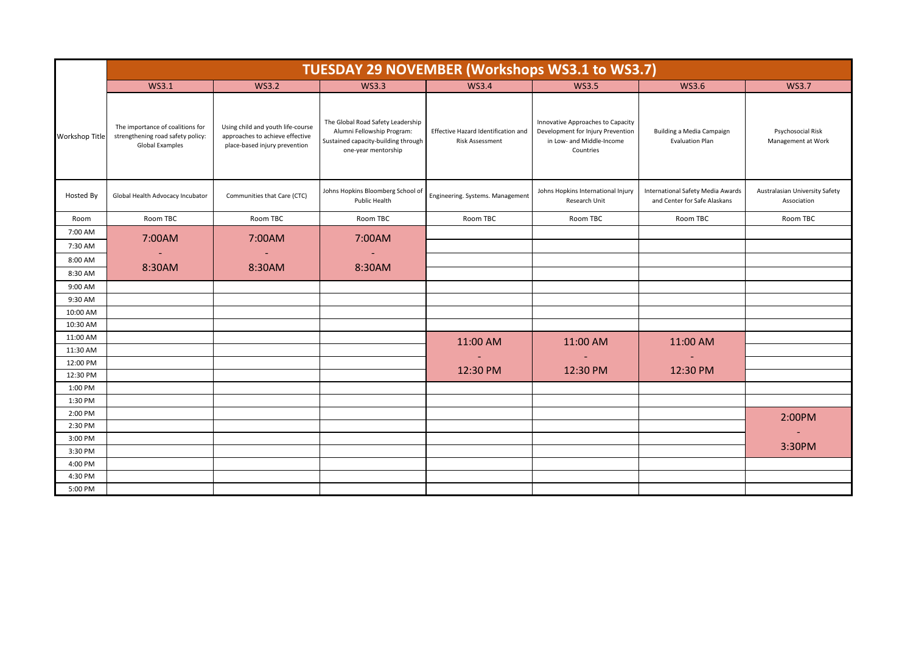| | TUESDAY 29 NOVEMBER (Workshops WS3.1 to WS3.7) | | | | | | |
|---|---|---|---|---|---|---|---|
| | WS3.1 | WS3.2 | WS3.3 | WS3.4 | WS3.5 | WS3.6 | WS3.7 |
| Workshop Title | The importance of coalitions for strengthening road safety policy: Global Examples | Using child and youth life-course approaches to achieve effective place-based injury prevention | The Global Road Safety Leadership Alumni Fellowship Program: Sustained capacity-building through one-year mentorship | Effective Hazard Identification and Risk Assessment | Innovative Approaches to Capacity Development for Injury Prevention in Low- and Middle-Income Countries | Building a Media Campaign Evaluation Plan | Psychosocial Risk Management at Work |
| Hosted By | Global Health Advocacy Incubator | Communities that Care (CTC) | Johns Hopkins Bloomberg School of Public Health | Engineering. Systems. Management | Johns Hopkins International Injury Research Unit | International Safety Media Awards and Center for Safe Alaskans | Australasian University Safety Association |
| Room | Room TBC | Room TBC | Room TBC | Room TBC | Room TBC | Room TBC | Room TBC |
| 7:00 AM | 7:00AM - 8:30AM | 7:00AM - 8:30AM | 7:00AM - 8:30AM | | | | |
| 7:30 AM | | | | | | | |
| 8:00 AM | | | | | | | |
| 8:30 AM | | | | | | | |
| 9:00 AM | | | | | | | |
| 9:30 AM | | | | | | | |
| 10:00 AM | | | | | | | |
| 10:30 AM | | | | | | | |
| 11:00 AM | | | | 11:00 AM - 12:30 PM | 11:00 AM - 12:30 PM | 11:00 AM - 12:30 PM | |
| 11:30 AM | | | | | | | |
| 12:00 PM | | | | | | | |
| 12:30 PM | | | | | | | |
| 1:00 PM | | | | | | | |
| 1:30 PM | | | | | | | |
| 2:00 PM | | | | | | | 2:00PM - 3:30PM |
| 2:30 PM | | | | | | | |
| 3:00 PM | | | | | | | |
| 3:30 PM | | | | | | | |
| 4:00 PM | | | | | | | |
| 4:30 PM | | | | | | | |
| 5:00 PM | | | | | | | |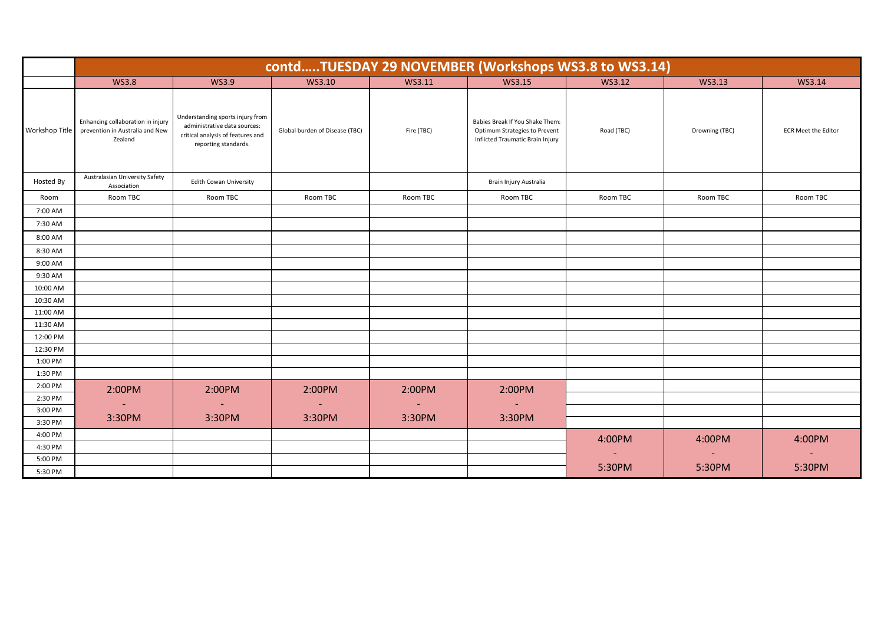| | contd.....TUESDAY 29 NOVEMBER (Workshops WS3.8 to WS3.14) | | | | | | | |
|---|---|---|---|---|---|---|---|---|
| | WS3.8 | WS3.9 | WS3.10 | WS3.11 | WS3.15 | WS3.12 | WS3.13 | WS3.14 |
| Workshop Title | Enhancing collaboration in injury prevention in Australia and New Zealand | Understanding sports injury from administrative data sources: critical analysis of features and reporting standards. | Global burden of Disease (TBC) | Fire (TBC) | Babies Break If You Shake Them: Optimum Strategies to Prevent Inflicted Traumatic Brain Injury | Road (TBC) | Drowning (TBC) | ECR Meet the Editor |
| Hosted By | Australasian University Safety Association | Edith Cowan University | | | Brain Injury Australia | | | |
| Room | Room TBC | Room TBC | Room TBC | Room TBC | Room TBC | Room TBC | Room TBC | Room TBC |
| 7:00 AM | | | | | | | | |
| 7:30 AM | | | | | | | | |
| 8:00 AM | | | | | | | | |
| 8:30 AM | | | | | | | | |
| 9:00 AM | | | | | | | | |
| 9:30 AM | | | | | | | | |
| 10:00 AM | | | | | | | | |
| 10:30 AM | | | | | | | | |
| 11:00 AM | | | | | | | | |
| 11:30 AM | | | | | | | | |
| 12:00 PM | | | | | | | | |
| 12:30 PM | | | | | | | | |
| 1:00 PM | | | | | | | | |
| 1:30 PM | | | | | | | | |
| 2:00 PM | 2:00PM - 3:30PM | 2:00PM - 3:30PM | 2:00PM - 3:30PM | 2:00PM - 3:30PM | 2:00PM - 3:30PM | | | |
| 2:30 PM | | | | | | | | |
| 3:00 PM | | | | | | | | |
| 3:30 PM | | | | | | | | |
| 4:00 PM | | | | | | 4:00PM - 5:30PM | 4:00PM - 5:30PM | 4:00PM - 5:30PM |
| 4:30 PM | | | | | | | | |
| 5:00 PM | | | | | | | | |
| 5:30 PM | | | | | | | | |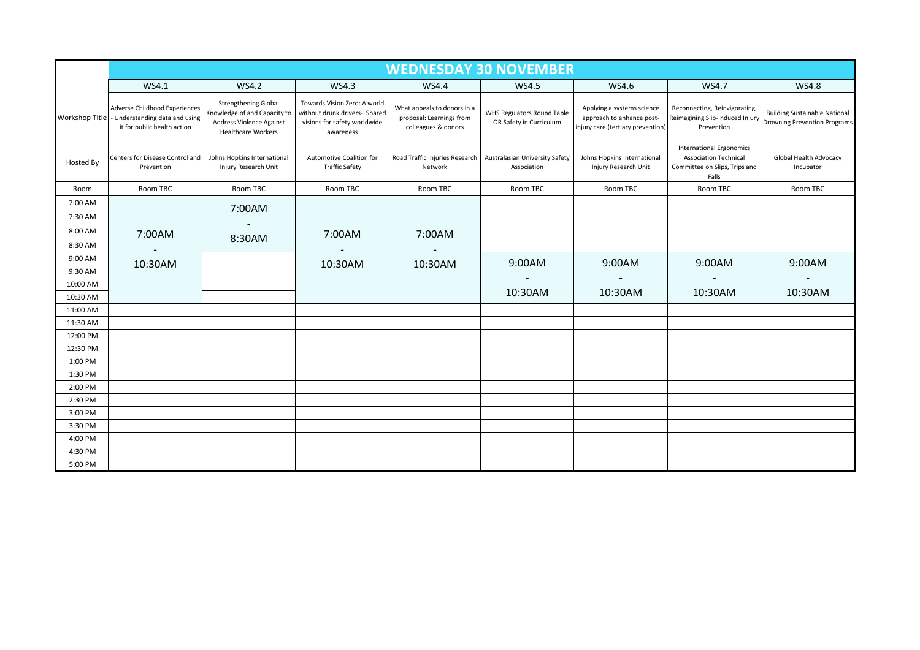| | WEDNESDAY 30 NOVEMBER | | | | | | | |
|---|---|---|---|---|---|---|---|---|
| | WS4.1 | WS4.2 | WS4.3 | WS4.4 | WS4.5 | WS4.6 | WS4.7 | WS4.8 |
| Workshop Title | Adverse Childhood Experiences - Understanding data and using it for public health action | Strengthening Global Knowledge of and Capacity to Address Violence Against Healthcare Workers | Towards Vision Zero: A world without drunk drivers- Shared visions for safety worldwide awareness | What appeals to donors in a proposal: Learnings from colleagues & donors | WHS Regulators Round Table OR Safety in Curriculum | Applying a systems science approach to enhance post-injury care (tertiary prevention) | Reconnecting, Reinvigorating, Reimagining Slip-Induced Injury Prevention | Building Sustainable National Drowning Prevention Programs |
| Hosted By | Centers for Disease Control and Prevention | Johns Hopkins International Injury Research Unit | Automotive Coalition for Traffic Safety | Road Traffic Injuries Research Network | Australasian University Safety Association | Johns Hopkins International Injury Research Unit | International Ergonomics Association Technical Committee on Slips, Trips and Falls | Global Health Advocacy Incubator |
| Room | Room TBC | Room TBC | Room TBC | Room TBC | Room TBC | Room TBC | Room TBC | Room TBC |
| 7:00 AM | 7:00AM - 10:30AM | 7:00AM - 8:30AM | 7:00AM - 10:30AM | 7:00AM - 10:30AM | | | | |
| 7:30 AM | | | | | | | | |
| 8:00 AM | | | | | | | | |
| 8:30 AM | | | | | | | | |
| 9:00 AM | | | | | 9:00AM - 10:30AM | 9:00AM - 10:30AM | 9:00AM - 10:30AM | 9:00AM - 10:30AM |
| 9:30 AM | | | | | | | | |
| 10:00 AM | | | | | | | | |
| 10:30 AM | | | | | | | | |
| 11:00 AM | | | | | | | | |
| 11:30 AM | | | | | | | | |
| 12:00 PM | | | | | | | | |
| 12:30 PM | | | | | | | | |
| 1:00 PM | | | | | | | | |
| 1:30 PM | | | | | | | | |
| 2:00 PM | | | | | | | | |
| 2:30 PM | | | | | | | | |
| 3:00 PM | | | | | | | | |
| 3:30 PM | | | | | | | | |
| 4:00 PM | | | | | | | | |
| 4:30 PM | | | | | | | | |
| 5:00 PM | | | | | | | | |